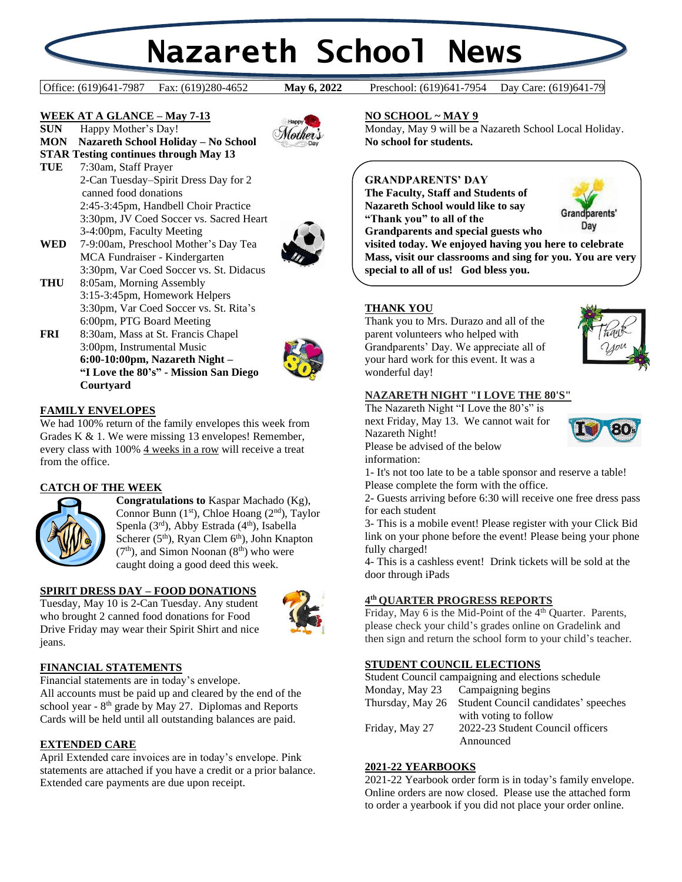# Nazareth School News

Office: (619)641-7987 Fax: (619)280-4652 **May 6, 2022** Preschool: (619)641-7954 Day Care: (619)641-79

## WEEK AT A GLANCE – May 7-13

**SUN** Happy Mother's Day!
**MON** **Nazareth School Holiday – No School**
**STAR Testing continues through May 13**
**TUE** 7:30am, Staff Prayer
2-Can Tuesday–Spirit Dress Day for 2 canned food donations
2:45-3:45pm, Handbell Choir Practice
3:30pm, JV Coed Soccer vs. Sacred Heart
3-4:00pm, Faculty Meeting
**WED** 7-9:00am, Preschool Mother's Day Tea
MCA Fundraiser - Kindergarten
3:30pm, Var Coed Soccer vs. St. Didacus
**THU** 8:05am, Morning Assembly
3:15-3:45pm, Homework Helpers
3:30pm, Var Coed Soccer vs. St. Rita's
6:00pm, PTG Board Meeting
**FRI** 8:30am, Mass at St. Francis Chapel
3:00pm, Instrumental Music
**6:00-10:00pm, Nazareth Night – "I Love the 80's" - Mission San Diego Courtyard**

## FAMILY ENVELOPES

We had 100% return of the family envelopes this week from Grades K & 1. We were missing 13 envelopes! Remember, every class with 100% 4 weeks in a row will receive a treat from the office.

## CATCH OF THE WEEK

**Congratulations to** Kaspar Machado (Kg), Connor Bunn (1st), Chloe Hoang (2nd), Taylor Spenla (3rd), Abby Estrada (4th), Isabella Scherer (5th), Ryan Clem 6th), John Knapton (7th), and Simon Noonan (8th) who were caught doing a good deed this week.

## SPIRIT DRESS DAY – FOOD DONATIONS

Tuesday, May 10 is 2-Can Tuesday. Any student who brought 2 canned food donations for Food Drive Friday may wear their Spirit Shirt and nice jeans.

## FINANCIAL STATEMENTS

Financial statements are in today's envelope.
All accounts must be paid up and cleared by the end of the school year - 8th grade by May 27. Diplomas and Reports Cards will be held until all outstanding balances are paid.

## EXTENDED CARE

April Extended care invoices are in today's envelope. Pink statements are attached if you have a credit or a prior balance. Extended care payments are due upon receipt.

## NO SCHOOL ~ MAY 9

Monday, May 9 will be a Nazareth School Local Holiday. **No school for students.**

## GRANDPARENTS' DAY

**The Faculty, Staff and Students of Nazareth School would like to say "Thank you" to all of the Grandparents and special guests who visited today. We enjoyed having you here to celebrate Mass, visit our classrooms and sing for you. You are very special to all of us! God bless you.**

## THANK YOU

Thank you to Mrs. Durazo and all of the parent volunteers who helped with Grandparents' Day. We appreciate all of your hard work for this event. It was a wonderful day!

## NAZARETH NIGHT "I LOVE THE 80'S"

The Nazareth Night "I Love the 80's" is next Friday, May 13. We cannot wait for Nazareth Night!
Please be advised of the below information:

1- It's not too late to be a table sponsor and reserve a table! Please complete the form with the office.
2- Guests arriving before 6:30 will receive one free dress pass for each student
3- This is a mobile event! Please register with your Click Bid link on your phone before the event! Please being your phone fully charged!
4- This is a cashless event! Drink tickets will be sold at the door through iPads

## 4th QUARTER PROGRESS REPORTS

Friday, May 6 is the Mid-Point of the 4th Quarter. Parents, please check your child's grades online on Gradelink and then sign and return the school form to your child's teacher.

## STUDENT COUNCIL ELECTIONS

Student Council campaigning and elections schedule

| | |
|---|---|
| Monday, May 23 | Campaigning begins |
| Thursday, May 26 | Student Council candidates' speeches with voting to follow |
| Friday, May 27 | 2022-23 Student Council officers Announced |

## 2021-22 YEARBOOKS

2021-22 Yearbook order form is in today's family envelope. Online orders are now closed. Please use the attached form to order a yearbook if you did not place your order online.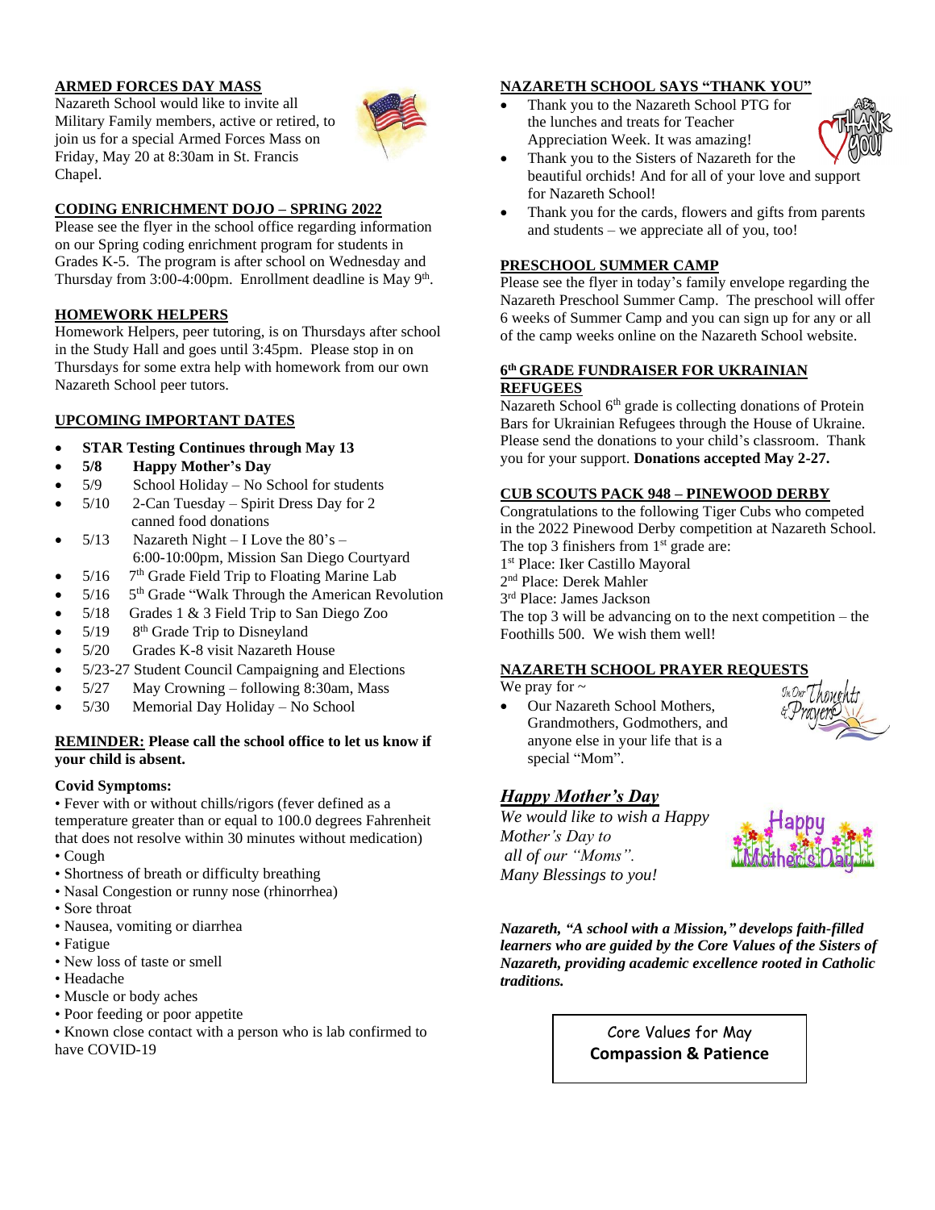## ARMED FORCES DAY MASS

Nazareth School would like to invite all Military Family members, active or retired, to join us for a special Armed Forces Mass on Friday, May 20 at 8:30am in St. Francis Chapel.

## CODING ENRICHMENT DOJO – SPRING 2022

Please see the flyer in the school office regarding information on our Spring coding enrichment program for students in Grades K-5. The program is after school on Wednesday and Thursday from 3:00-4:00pm. Enrollment deadline is May 9th.

## HOMEWORK HELPERS

Homework Helpers, peer tutoring, is on Thursdays after school in the Study Hall and goes until 3:45pm. Please stop in on Thursdays for some extra help with homework from our own Nazareth School peer tutors.

## UPCOMING IMPORTANT DATES

- **STAR Testing Continues through May 13**
- **5/8 Happy Mother's Day**
- 5/9 School Holiday – No School for students
- 5/10 2-Can Tuesday – Spirit Dress Day for 2 canned food donations
- 5/13 Nazareth Night – I Love the 80's – 6:00-10:00pm, Mission San Diego Courtyard
- 5/16 7th Grade Field Trip to Floating Marine Lab
- 5/16 5th Grade "Walk Through the American Revolution
- 5/18 Grades 1 & 3 Field Trip to San Diego Zoo
- 5/19 8th Grade Trip to Disneyland
- 5/20 Grades K-8 visit Nazareth House
- 5/23-27 Student Council Campaigning and Elections
- 5/27 May Crowning – following 8:30am, Mass
- 5/30 Memorial Day Holiday – No School

**REMINDER: Please call the school office to let us know if your child is absent.**

**Covid Symptoms:**

- Fever with or without chills/rigors (fever defined as a temperature greater than or equal to 100.0 degrees Fahrenheit that does not resolve within 30 minutes without medication)
- Cough
- Shortness of breath or difficulty breathing
- Nasal Congestion or runny nose (rhinorrhea)
- Sore throat
- Nausea, vomiting or diarrhea
- Fatigue
- New loss of taste or smell
- Headache
- Muscle or body aches
- Poor feeding or poor appetite
- Known close contact with a person who is lab confirmed to have COVID-19

## NAZARETH SCHOOL SAYS "THANK YOU"

- Thank you to the Nazareth School PTG for the lunches and treats for Teacher Appreciation Week. It was amazing!
- Thank you to the Sisters of Nazareth for the beautiful orchids! And for all of your love and support for Nazareth School!
- Thank you for the cards, flowers and gifts from parents and students – we appreciate all of you, too!

## PRESCHOOL SUMMER CAMP

Please see the flyer in today's family envelope regarding the Nazareth Preschool Summer Camp. The preschool will offer 6 weeks of Summer Camp and you can sign up for any or all of the camp weeks online on the Nazareth School website.

## 6th GRADE FUNDRAISER FOR UKRAINIAN REFUGEES

Nazareth School 6th grade is collecting donations of Protein Bars for Ukrainian Refugees through the House of Ukraine. Please send the donations to your child's classroom. Thank you for your support. **Donations accepted May 2-27.**

## CUB SCOUTS PACK 948 – PINEWOOD DERBY

Congratulations to the following Tiger Cubs who competed in the 2022 Pinewood Derby competition at Nazareth School. The top 3 finishers from 1st grade are:

1st Place: Iker Castillo Mayoral
2nd Place: Derek Mahler
3rd Place: James Jackson

The top 3 will be advancing on to the next competition – the Foothills 500. We wish them well!

## NAZARETH SCHOOL PRAYER REQUESTS

We pray for ~

- Our Nazareth School Mothers, Grandmothers, Godmothers, and anyone else in your life that is a special "Mom".

## *Happy Mother's Day*

*We would like to wish a Happy Mother's Day to all of our "Moms". Many Blessings to you!*

***Nazareth, "A school with a Mission," develops faith-filled learners who are guided by the Core Values of the Sisters of Nazareth, providing academic excellence rooted in Catholic traditions.***

Core Values for May
**Compassion & Patience**